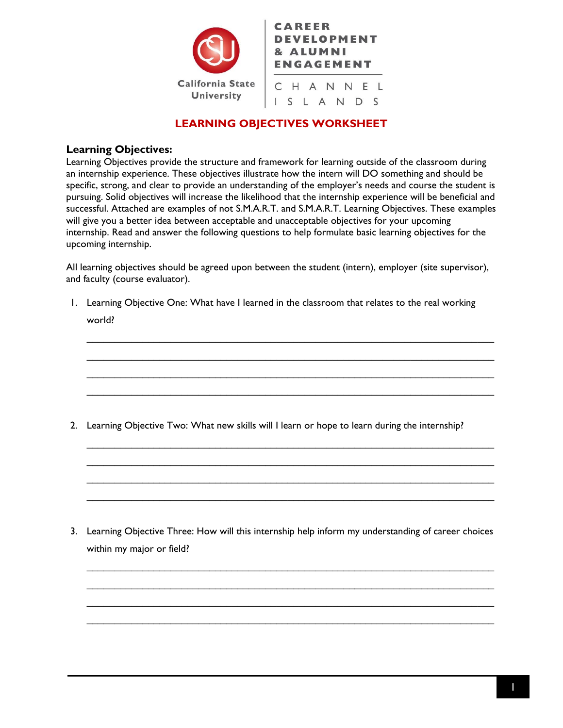California State University

CAREER DEVELOPMENT & ALUMNI ENGAGEMENT

CHANNEL ISLANDS

# LEARNING OBJECTIVES WORKSHEET

## Learning Objectives:

Learning Objectives provide the structure and framework for learning outside of the classroom during an internship experience. These objectives illustrate how the intern will DO something and should be specific, strong, and clear to provide an understanding of the employer's needs and course the student is pursuing. Solid objectives will increase the likelihood that the internship experience will be beneficial and successful. Attached are examples of not S.M.A.R.T. and S.M.A.R.T. Learning Objectives. These examples will give you a better idea between acceptable and unacceptable objectives for your upcoming internship. Read and answer the following questions to help formulate basic learning objectives for the upcoming internship.

All learning objectives should be agreed upon between the student (intern), employer (site supervisor), and faculty (course evaluator).

1. Learning Objective One: What have I learned in the classroom that relates to the real working world?

   ______________________________________________________________________________

   ______________________________________________________________________________

   ______________________________________________________________________________

   ______________________________________________________________________________

2. Learning Objective Two: What new skills will I learn or hope to learn during the internship?

   ______________________________________________________________________________

   ______________________________________________________________________________

   ______________________________________________________________________________

   ______________________________________________________________________________

3. Learning Objective Three: How will this internship help inform my understanding of career choices within my major or field?

   ______________________________________________________________________________

   ______________________________________________________________________________

   ______________________________________________________________________________

   ______________________________________________________________________________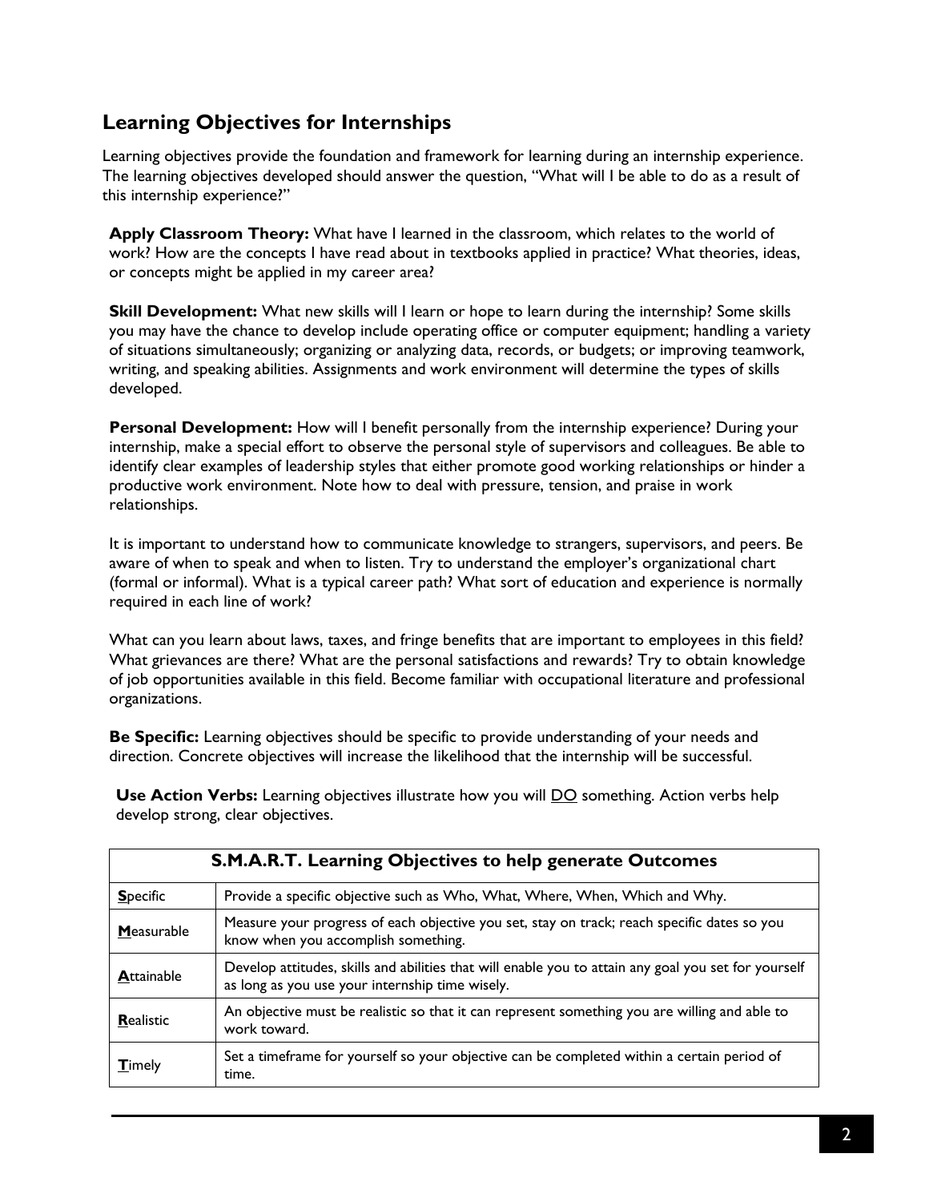## Learning Objectives for Internships

Learning objectives provide the foundation and framework for learning during an internship experience. The learning objectives developed should answer the question, "What will I be able to do as a result of this internship experience?"

**Apply Classroom Theory:** What have I learned in the classroom, which relates to the world of work? How are the concepts I have read about in textbooks applied in practice? What theories, ideas, or concepts might be applied in my career area?

**Skill Development:** What new skills will I learn or hope to learn during the internship? Some skills you may have the chance to develop include operating office or computer equipment; handling a variety of situations simultaneously; organizing or analyzing data, records, or budgets; or improving teamwork, writing, and speaking abilities. Assignments and work environment will determine the types of skills developed.

**Personal Development:** How will I benefit personally from the internship experience? During your internship, make a special effort to observe the personal style of supervisors and colleagues. Be able to identify clear examples of leadership styles that either promote good working relationships or hinder a productive work environment. Note how to deal with pressure, tension, and praise in work relationships.

It is important to understand how to communicate knowledge to strangers, supervisors, and peers. Be aware of when to speak and when to listen. Try to understand the employer's organizational chart (formal or informal). What is a typical career path? What sort of education and experience is normally required in each line of work?

What can you learn about laws, taxes, and fringe benefits that are important to employees in this field? What grievances are there? What are the personal satisfactions and rewards? Try to obtain knowledge of job opportunities available in this field. Become familiar with occupational literature and professional organizations.

**Be Specific:** Learning objectives should be specific to provide understanding of your needs and direction. Concrete objectives will increase the likelihood that the internship will be successful.

**Use Action Verbs:** Learning objectives illustrate how you will DO something. Action verbs help develop strong, clear objectives.

| S.M.A.R.T. Learning Objectives to help generate Outcomes | |
|---|---|
| **S**pecific | Provide a specific objective such as Who, What, Where, When, Which and Why. |
| **M**easurable | Measure your progress of each objective you set, stay on track; reach specific dates so you know when you accomplish something. |
| **A**ttainable | Develop attitudes, skills and abilities that will enable you to attain any goal you set for yourself as long as you use your internship time wisely. |
| **R**ealistic | An objective must be realistic so that it can represent something you are willing and able to work toward. |
| **T**imely | Set a timeframe for yourself so your objective can be completed within a certain period of time. |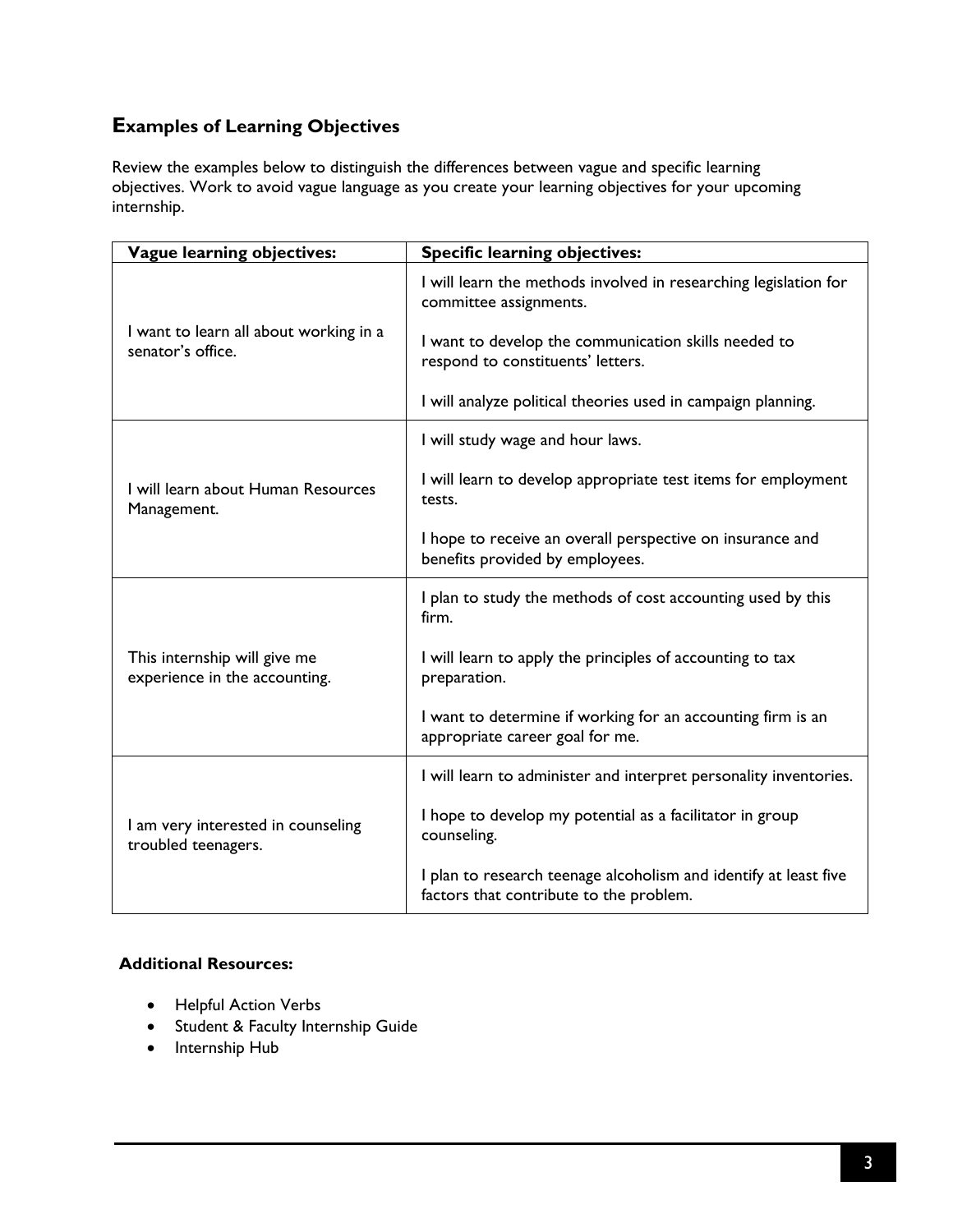## Examples of Learning Objectives

Review the examples below to distinguish the differences between vague and specific learning objectives. Work to avoid vague language as you create your learning objectives for your upcoming internship.

| Vague learning objectives: | Specific learning objectives: |
|---|---|
| I want to learn all about working in a senator's office. | I will learn the methods involved in researching legislation for committee assignments.<br><br>I want to develop the communication skills needed to respond to constituents' letters.<br><br>I will analyze political theories used in campaign planning. |
| I will learn about Human Resources Management. | I will study wage and hour laws.<br><br>I will learn to develop appropriate test items for employment tests.<br><br>I hope to receive an overall perspective on insurance and benefits provided by employees. |
| This internship will give me experience in the accounting. | I plan to study the methods of cost accounting used by this firm.<br><br>I will learn to apply the principles of accounting to tax preparation.<br><br>I want to determine if working for an accounting firm is an appropriate career goal for me. |
| I am very interested in counseling troubled teenagers. | I will learn to administer and interpret personality inventories.<br><br>I hope to develop my potential as a facilitator in group counseling.<br><br>I plan to research teenage alcoholism and identify at least five factors that contribute to the problem. |

**Additional Resources:**

- Helpful Action Verbs
- Student & Faculty Internship Guide
- Internship Hub